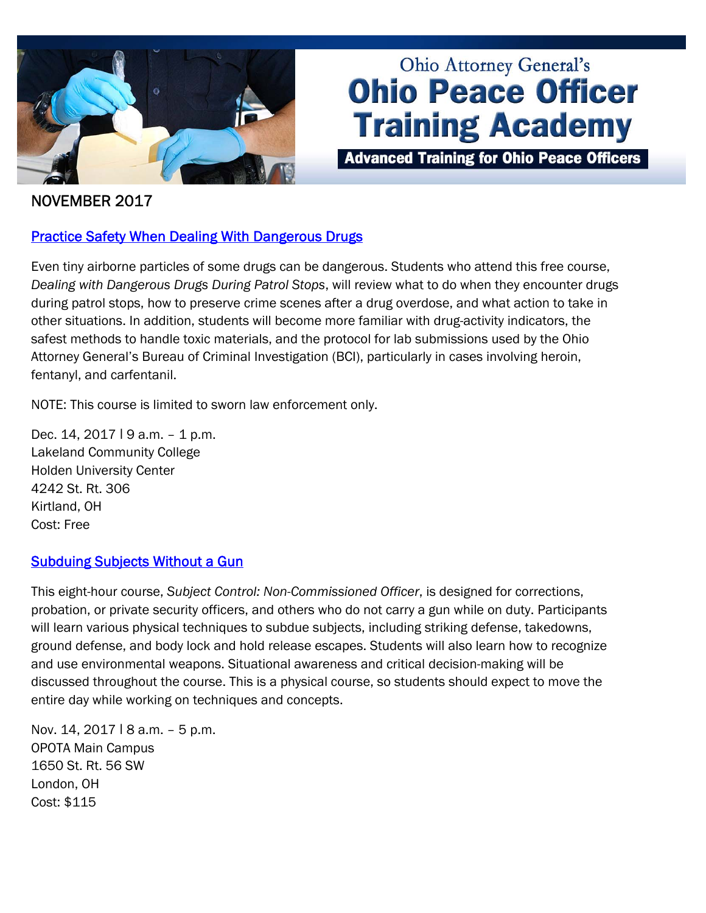Ohio Attorney General's

# Ohio Peace Officer Training Academy

**Advanced Training for Ohio Peace Officers**

NOVEMBER 2017

## Practice Safety When Dealing With Dangerous Drugs

Even tiny airborne particles of some drugs can be dangerous. Students who attend this free course, *Dealing with Dangerous Drugs During Patrol Stops*, will review what to do when they encounter drugs during patrol stops, how to preserve crime scenes after a drug overdose, and what action to take in other situations. In addition, students will become more familiar with drug-activity indicators, the safest methods to handle toxic materials, and the protocol for lab submissions used by the Ohio Attorney General's Bureau of Criminal Investigation (BCI), particularly in cases involving heroin, fentanyl, and carfentanil.

NOTE: This course is limited to sworn law enforcement only.

Dec. 14, 2017 | 9 a.m. – 1 p.m.
Lakeland Community College
Holden University Center
4242 St. Rt. 306
Kirtland, OH
Cost: Free

## Subduing Subjects Without a Gun

This eight-hour course, *Subject Control: Non-Commissioned Officer*, is designed for corrections, probation, or private security officers, and others who do not carry a gun while on duty. Participants will learn various physical techniques to subdue subjects, including striking defense, takedowns, ground defense, and body lock and hold release escapes. Students will also learn how to recognize and use environmental weapons. Situational awareness and critical decision-making will be discussed throughout the course. This is a physical course, so students should expect to move the entire day while working on techniques and concepts.

Nov. 14, 2017 | 8 a.m. – 5 p.m.
OPOTA Main Campus
1650 St. Rt. 56 SW
London, OH
Cost: $115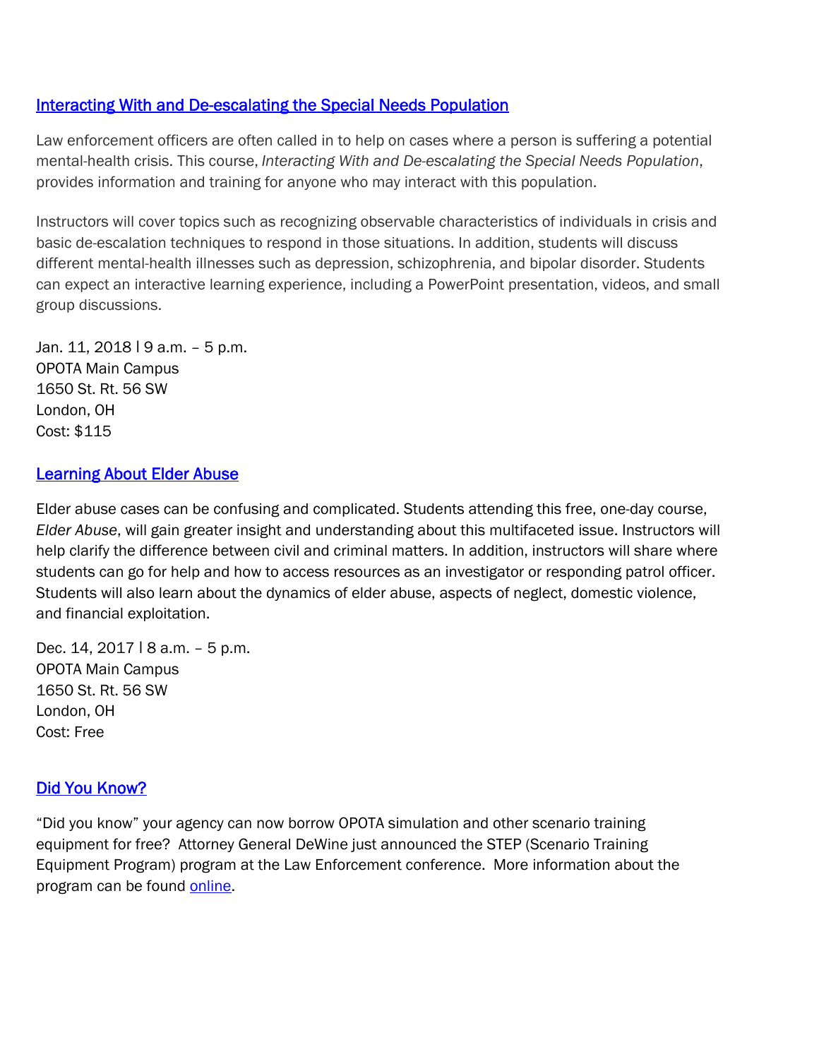## [Interacting With and De-escalating the Special Needs Population]

Law enforcement officers are often called in to help on cases where a person is suffering a potential mental-health crisis. This course, *Interacting With and De-escalating the Special Needs Population*, provides information and training for anyone who may interact with this population.

Instructors will cover topics such as recognizing observable characteristics of individuals in crisis and basic de-escalation techniques to respond in those situations. In addition, students will discuss different mental-health illnesses such as depression, schizophrenia, and bipolar disorder. Students can expect an interactive learning experience, including a PowerPoint presentation, videos, and small group discussions.

Jan. 11, 2018 l 9 a.m. – 5 p.m.
OPOTA Main Campus
1650 St. Rt. 56 SW
London, OH
Cost: $115

## [Learning About Elder Abuse]

Elder abuse cases can be confusing and complicated. Students attending this free, one-day course, *Elder Abuse*, will gain greater insight and understanding about this multifaceted issue. Instructors will help clarify the difference between civil and criminal matters. In addition, instructors will share where students can go for help and how to access resources as an investigator or responding patrol officer. Students will also learn about the dynamics of elder abuse, aspects of neglect, domestic violence, and financial exploitation.

Dec. 14, 2017 l 8 a.m. – 5 p.m.
OPOTA Main Campus
1650 St. Rt. 56 SW
London, OH
Cost: Free

## [Did You Know?]

"Did you know" your agency can now borrow OPOTA simulation and other scenario training equipment for free? Attorney General DeWine just announced the STEP (Scenario Training Equipment Program) program at the Law Enforcement conference. More information about the program can be found [online].